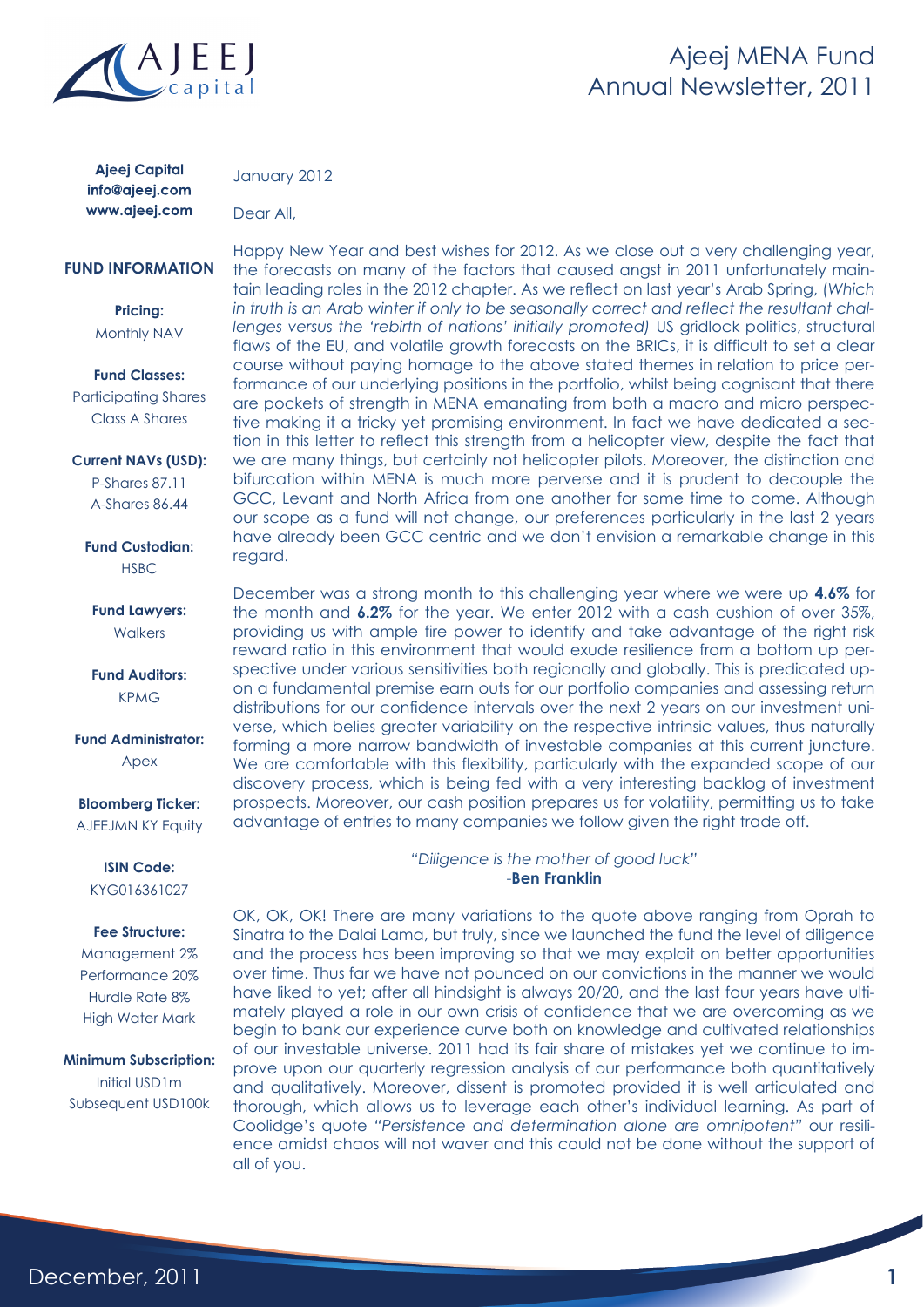# Ajeej MENA Fund
## Annual Newsletter, 2011

**Ajeej Capital**
**info@ajeej.com**
**www.ajeej.com**

### FUND INFORMATION

**Pricing:**
Monthly NAV

**Fund Classes:**
Participating Shares
Class A Shares

**Current NAVs (USD):**
P-Shares 87.11
A-Shares 86.44

**Fund Custodian:**
HSBC

**Fund Lawyers:**
Walkers

**Fund Auditors:**
KPMG

**Fund Administrator:**
Apex

**Bloomberg Ticker:**
AJEEJMN KY Equity

**ISIN Code:**
KYG016361027

**Fee Structure:**
Management 2%
Performance 20%
Hurdle Rate 8%
High Water Mark

**Minimum Subscription:**
Initial USD1m
Subsequent USD100k

January 2012

Dear All,

Happy New Year and best wishes for 2012. As we close out a very challenging year, the forecasts on many of the factors that caused angst in 2011 unfortunately maintain leading roles in the 2012 chapter. As we reflect on last year's Arab Spring, (*Which in truth is an Arab winter if only to be seasonally correct and reflect the resultant challenges versus the 'rebirth of nations' initially promoted)* US gridlock politics, structural flaws of the EU, and volatile growth forecasts on the BRICs, it is difficult to set a clear course without paying homage to the above stated themes in relation to price performance of our underlying positions in the portfolio, whilst being cognisant that there are pockets of strength in MENA emanating from both a macro and micro perspective making it a tricky yet promising environment. In fact we have dedicated a section in this letter to reflect this strength from a helicopter view, despite the fact that we are many things, but certainly not helicopter pilots. Moreover, the distinction and bifurcation within MENA is much more perverse and it is prudent to decouple the GCC, Levant and North Africa from one another for some time to come. Although our scope as a fund will not change, our preferences particularly in the last 2 years have already been GCC centric and we don't envision a remarkable change in this regard.

December was a strong month to this challenging year where we were up **4.6%** for the month and **6.2%** for the year. We enter 2012 with a cash cushion of over 35%, providing us with ample fire power to identify and take advantage of the right risk reward ratio in this environment that would exude resilience from a bottom up perspective under various sensitivities both regionally and globally. This is predicated upon a fundamental premise earn outs for our portfolio companies and assessing return distributions for our confidence intervals over the next 2 years on our investment universe, which belies greater variability on the respective intrinsic values, thus naturally forming a more narrow bandwidth of investable companies at this current juncture. We are comfortable with this flexibility, particularly with the expanded scope of our discovery process, which is being fed with a very interesting backlog of investment prospects. Moreover, our cash position prepares us for volatility, permitting us to take advantage of entries to many companies we follow given the right trade off.

*"Diligence is the mother of good luck"*
-**Ben Franklin**

OK, OK, OK! There are many variations to the quote above ranging from Oprah to Sinatra to the Dalai Lama, but truly, since we launched the fund the level of diligence and the process has been improving so that we may exploit on better opportunities over time. Thus far we have not pounced on our convictions in the manner we would have liked to yet; after all hindsight is always 20/20, and the last four years have ultimately played a role in our own crisis of confidence that we are overcoming as we begin to bank our experience curve both on knowledge and cultivated relationships of our investable universe. 2011 had its fair share of mistakes yet we continue to improve upon our quarterly regression analysis of our performance both quantitatively and qualitatively. Moreover, dissent is promoted provided it is well articulated and thorough, which allows us to leverage each other's individual learning. As part of Coolidge's quote *"Persistence and determination alone are omnipotent"* our resilience amidst chaos will not waver and this could not be done without the support of all of you.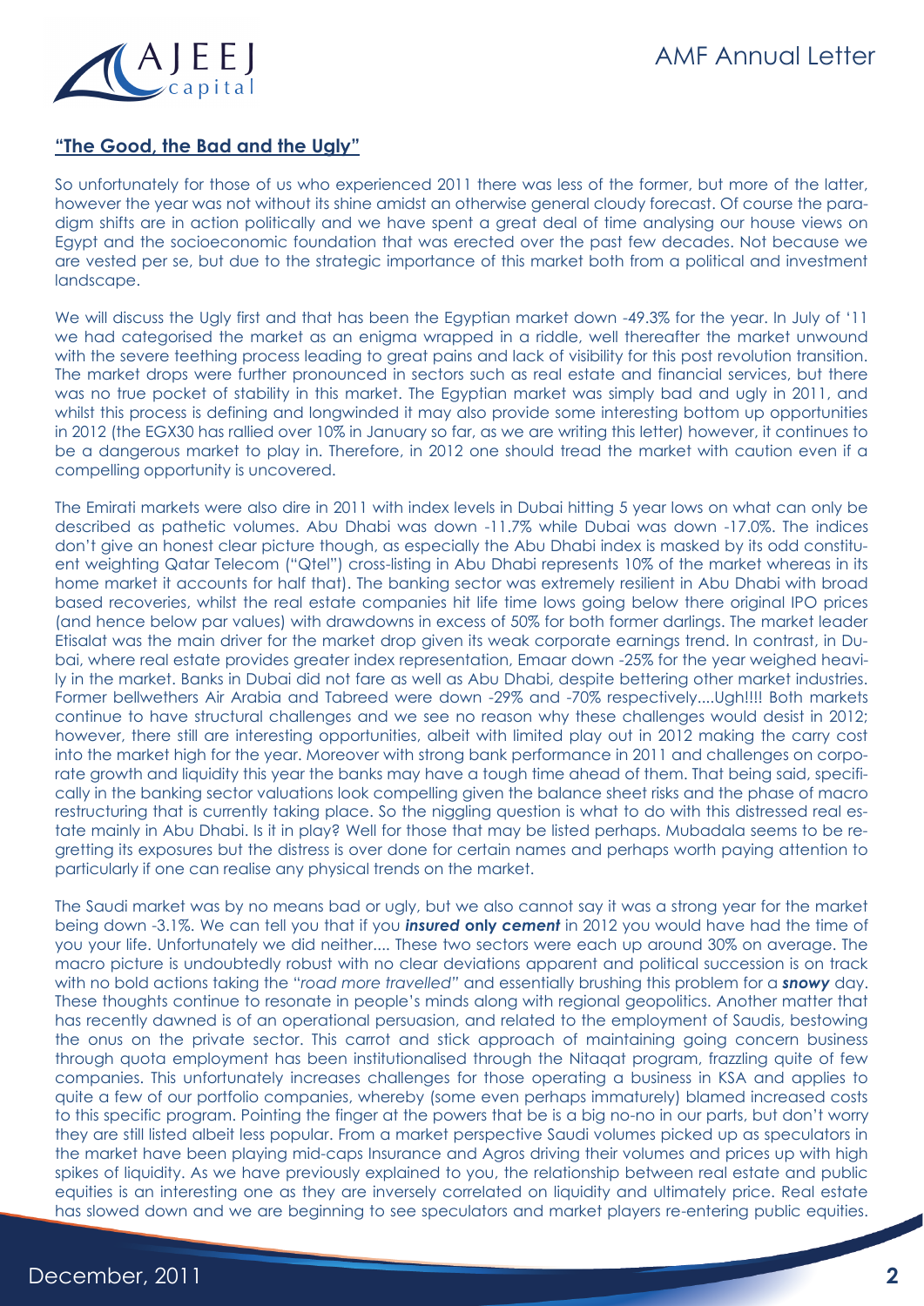**"The Good, the Bad and the Ugly"**

So unfortunately for those of us who experienced 2011 there was less of the former, but more of the latter, however the year was not without its shine amidst an otherwise general cloudy forecast. Of course the paradigm shifts are in action politically and we have spent a great deal of time analysing our house views on Egypt and the socioeconomic foundation that was erected over the past few decades. Not because we are vested per se, but due to the strategic importance of this market both from a political and investment landscape.

We will discuss the Ugly first and that has been the Egyptian market down -49.3% for the year. In July of '11 we had categorised the market as an enigma wrapped in a riddle, well thereafter the market unwound with the severe teething process leading to great pains and lack of visibility for this post revolution transition. The market drops were further pronounced in sectors such as real estate and financial services, but there was no true pocket of stability in this market. The Egyptian market was simply bad and ugly in 2011, and whilst this process is defining and longwinded it may also provide some interesting bottom up opportunities in 2012 (the EGX30 has rallied over 10% in January so far, as we are writing this letter) however, it continues to be a dangerous market to play in. Therefore, in 2012 one should tread the market with caution even if a compelling opportunity is uncovered.

The Emirati markets were also dire in 2011 with index levels in Dubai hitting 5 year lows on what can only be described as pathetic volumes. Abu Dhabi was down -11.7% while Dubai was down -17.0%. The indices don't give an honest clear picture though, as especially the Abu Dhabi index is masked by its odd constituent weighting Qatar Telecom ("Qtel") cross-listing in Abu Dhabi represents 10% of the market whereas in its home market it accounts for half that). The banking sector was extremely resilient in Abu Dhabi with broad based recoveries, whilst the real estate companies hit life time lows going below there original IPO prices (and hence below par values) with drawdowns in excess of 50% for both former darlings. The market leader Etisalat was the main driver for the market drop given its weak corporate earnings trend. In contrast, in Dubai, where real estate provides greater index representation, Emaar down -25% for the year weighed heavily in the market. Banks in Dubai did not fare as well as Abu Dhabi, despite bettering other market industries. Former bellwethers Air Arabia and Tabreed were down -29% and -70% respectively....Ugh!!!! Both markets continue to have structural challenges and we see no reason why these challenges would desist in 2012; however, there still are interesting opportunities, albeit with limited play out in 2012 making the carry cost into the market high for the year. Moreover with strong bank performance in 2011 and challenges on corporate growth and liquidity this year the banks may have a tough time ahead of them. That being said, specifically in the banking sector valuations look compelling given the balance sheet risks and the phase of macro restructuring that is currently taking place. So the niggling question is what to do with this distressed real estate mainly in Abu Dhabi. Is it in play? Well for those that may be listed perhaps. Mubadala seems to be regretting its exposures but the distress is over done for certain names and perhaps worth paying attention to particularly if one can realise any physical trends on the market.

The Saudi market was by no means bad or ugly, but we also cannot say it was a strong year for the market being down -3.1%. We can tell you that if you ***insured* only *cement*** in 2012 you would have had the time of you your life. Unfortunately we did neither.... These two sectors were each up around 30% on average. The macro picture is undoubtedly robust with no clear deviations apparent and political succession is on track with no bold actions taking the "*road more travelled*" and essentially brushing this problem for a ***snowy*** day. These thoughts continue to resonate in people's minds along with regional geopolitics. Another matter that has recently dawned is of an operational persuasion, and related to the employment of Saudis, bestowing the onus on the private sector. This carrot and stick approach of maintaining going concern business through quota employment has been institutionalised through the Nitaqat program, frazzling quite of few companies. This unfortunately increases challenges for those operating a business in KSA and applies to quite a few of our portfolio companies, whereby (some even perhaps immaturely) blamed increased costs to this specific program. Pointing the finger at the powers that be is a big no-no in our parts, but don't worry they are still listed albeit less popular. From a market perspective Saudi volumes picked up as speculators in the market have been playing mid-caps Insurance and Agros driving their volumes and prices up with high spikes of liquidity. As we have previously explained to you, the relationship between real estate and public equities is an interesting one as they are inversely correlated on liquidity and ultimately price. Real estate has slowed down and we are beginning to see speculators and market players re-entering public equities.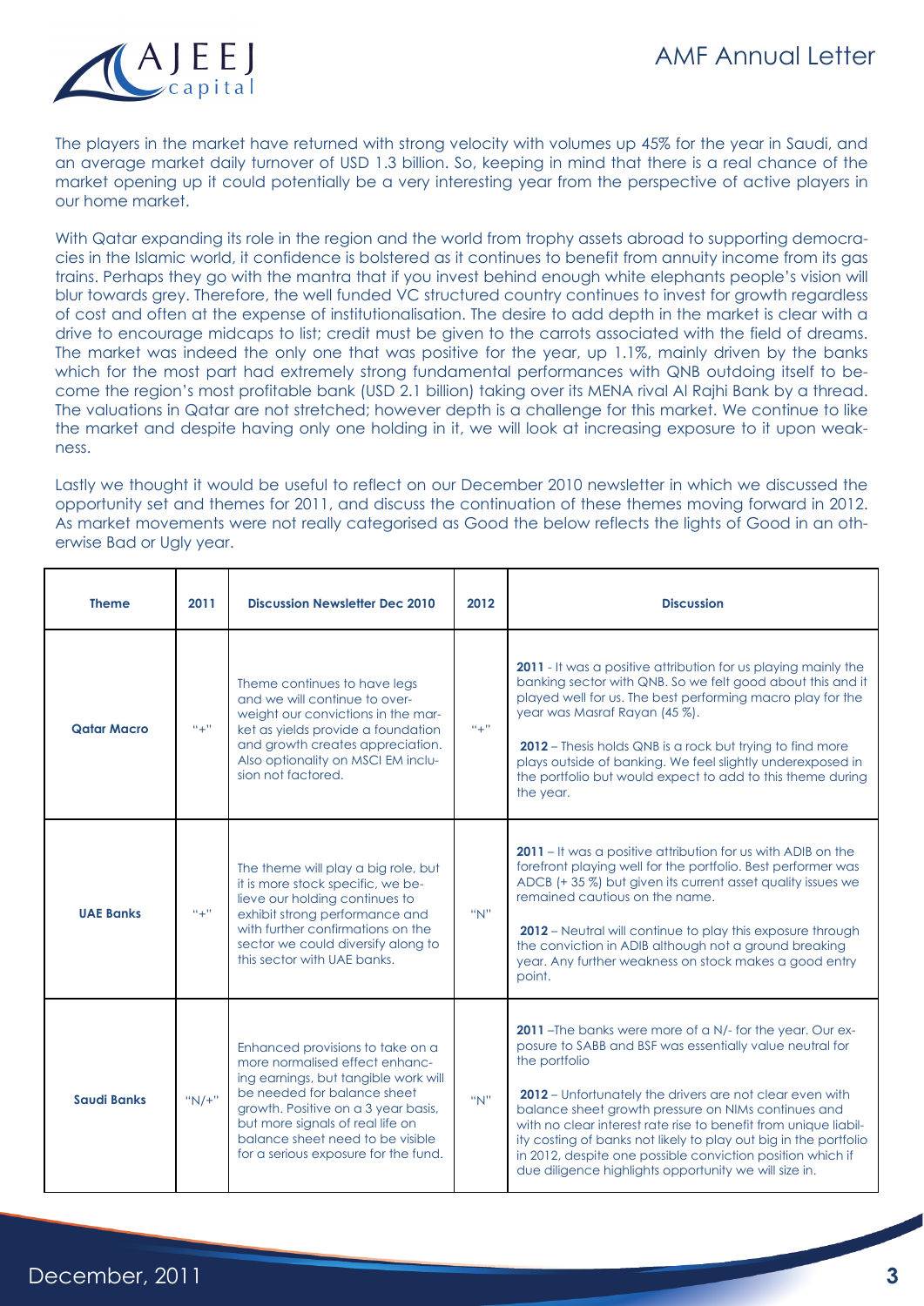The players in the market have returned with strong velocity with volumes up 45% for the year in Saudi, and an average market daily turnover of USD 1.3 billion. So, keeping in mind that there is a real chance of the market opening up it could potentially be a very interesting year from the perspective of active players in our home market.

With Qatar expanding its role in the region and the world from trophy assets abroad to supporting democracies in the Islamic world, it confidence is bolstered as it continues to benefit from annuity income from its gas trains. Perhaps they go with the mantra that if you invest behind enough white elephants people's vision will blur towards grey. Therefore, the well funded VC structured country continues to invest for growth regardless of cost and often at the expense of institutionalisation. The desire to add depth in the market is clear with a drive to encourage midcaps to list; credit must be given to the carrots associated with the field of dreams. The market was indeed the only one that was positive for the year, up 1.1%, mainly driven by the banks which for the most part had extremely strong fundamental performances with QNB outdoing itself to become the region's most profitable bank (USD 2.1 billion) taking over its MENA rival Al Rajhi Bank by a thread. The valuations in Qatar are not stretched; however depth is a challenge for this market. We continue to like the market and despite having only one holding in it, we will look at increasing exposure to it upon weakness.

Lastly we thought it would be useful to reflect on our December 2010 newsletter in which we discussed the opportunity set and themes for 2011, and discuss the continuation of these themes moving forward in 2012. As market movements were not really categorised as Good the below reflects the lights of Good in an otherwise Bad or Ugly year.

| Theme | 2011 | Discussion Newsletter Dec 2010 | 2012 | Discussion |
|---|---|---|---|---|
| **Qatar Macro** | "+" | Theme continues to have legs and we will continue to overweight our convictions in the market as yields provide a foundation and growth creates appreciation. Also optionality on MSCI EM inclusion not factored. | "+" | **2011** - It was a positive attribution for us playing mainly the banking sector with QNB. So we felt good about this and it played well for us. The best performing macro play for the year was Masraf Rayan (45 %). **2012** – Thesis holds QNB is a rock but trying to find more plays outside of banking. We feel slightly underexposed in the portfolio but would expect to add to this theme during the year. |
| **UAE Banks** | "+" | The theme will play a big role, but it is more stock specific, we believe our holding continues to exhibit strong performance and with further confirmations on the sector we could diversify along to this sector with UAE banks. | "N" | **2011** – It was a positive attribution for us with ADIB on the forefront playing well for the portfolio. Best performer was ADCB (+ 35 %) but given its current asset quality issues we remained cautious on the name. **2012** – Neutral will continue to play this exposure through the conviction in ADIB although not a ground breaking year. Any further weakness on stock makes a good entry point. |
| **Saudi Banks** | "N/+" | Enhanced provisions to take on a more normalised effect enhancing earnings, but tangible work will be needed for balance sheet growth. Positive on a 3 year basis, but more signals of real life on balance sheet need to be visible for a serious exposure for the fund. | "N" | **2011** –The banks were more of a N/- for the year. Our exposure to SABB and BSF was essentially value neutral for the portfolio **2012** – Unfortunately the drivers are not clear even with balance sheet growth pressure on NIMs continues and with no clear interest rate rise to benefit from unique liability costing of banks not likely to play out big in the portfolio in 2012, despite one possible conviction position which if due diligence highlights opportunity we will size in. |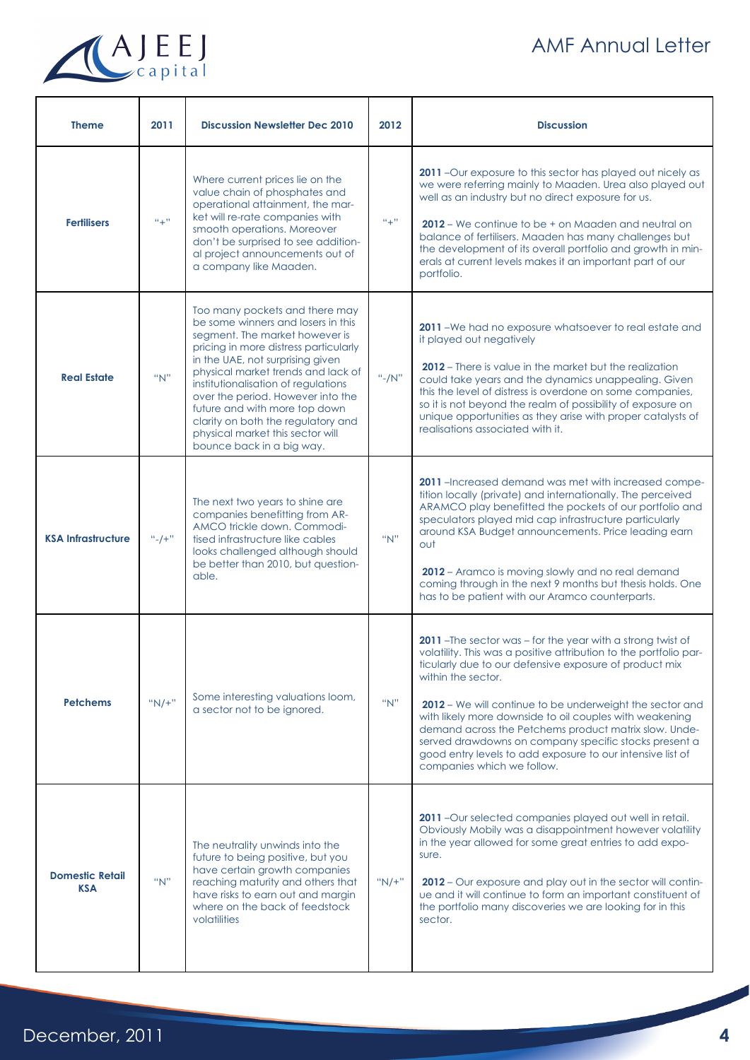| Theme | 2011 | Discussion Newsletter Dec 2010 | 2012 | Discussion |
|---|---|---|---|---|
| **Fertilisers** | "+" | Where current prices lie on the value chain of phosphates and operational attainment, the market will re-rate companies with smooth operations. Moreover don't be surprised to see additional project announcements out of a company like Maaden. | "+" | **2011** –Our exposure to this sector has played out nicely as we were referring mainly to Maaden. Urea also played out well as an industry but no direct exposure for us.<br><br>**2012** – We continue to be + on Maaden and neutral on balance of fertilisers. Maaden has many challenges but the development of its overall portfolio and growth in minerals at current levels makes it an important part of our portfolio. |
| **Real Estate** | "N" | Too many pockets and there may be some winners and losers in this segment. The market however is pricing in more distress particularly in the UAE, not surprising given physical market trends and lack of institutionalisation of regulations over the period. However into the future and with more top down clarity on both the regulatory and physical market this sector will bounce back in a big way. | "-/N" | **2011** –We had no exposure whatsoever to real estate and it played out negatively<br><br>**2012** – There is value in the market but the realization could take years and the dynamics unappealing. Given this the level of distress is overdone on some companies, so it is not beyond the realm of possibility of exposure on unique opportunities as they arise with proper catalysts of realisations associated with it. |
| **KSA Infrastructure** | "-/+" | The next two years to shine are companies benefitting from ARAMCO trickle down. Commoditised infrastructure like cables looks challenged although should be better than 2010, but questionable. | "N" | **2011** –Increased demand was met with increased competition locally (private) and internationally. The perceived ARAMCO play benefitted the pockets of our portfolio and speculators played mid cap infrastructure particularly around KSA Budget announcements. Price leading earn out<br><br>**2012** – Aramco is moving slowly and no real demand coming through in the next 9 months but thesis holds. One has to be patient with our Aramco counterparts. |
| **Petchems** | "N/+" | Some interesting valuations loom, a sector not to be ignored. | "N" | **2011** –The sector was – for the year with a strong twist of volatility. This was a positive attribution to the portfolio particularly due to our defensive exposure of product mix within the sector.<br><br>**2012** – We will continue to be underweight the sector and with likely more downside to oil couples with weakening demand across the Petchems product matrix slow. Undeserved drawdowns on company specific stocks present a good entry levels to add exposure to our intensive list of companies which we follow. |
| **Domestic Retail KSA** | "N" | The neutrality unwinds into the future to being positive, but you have certain growth companies reaching maturity and others that have risks to earn out and margin where on the back of feedstock volatilities | "N/+" | **2011** –Our selected companies played out well in retail. Obviously Mobily was a disappointment however volatility in the year allowed for some great entries to add exposure.<br><br>**2012** – Our exposure and play out in the sector will continue and it will continue to form an important constituent of the portfolio many discoveries we are looking for in this sector. |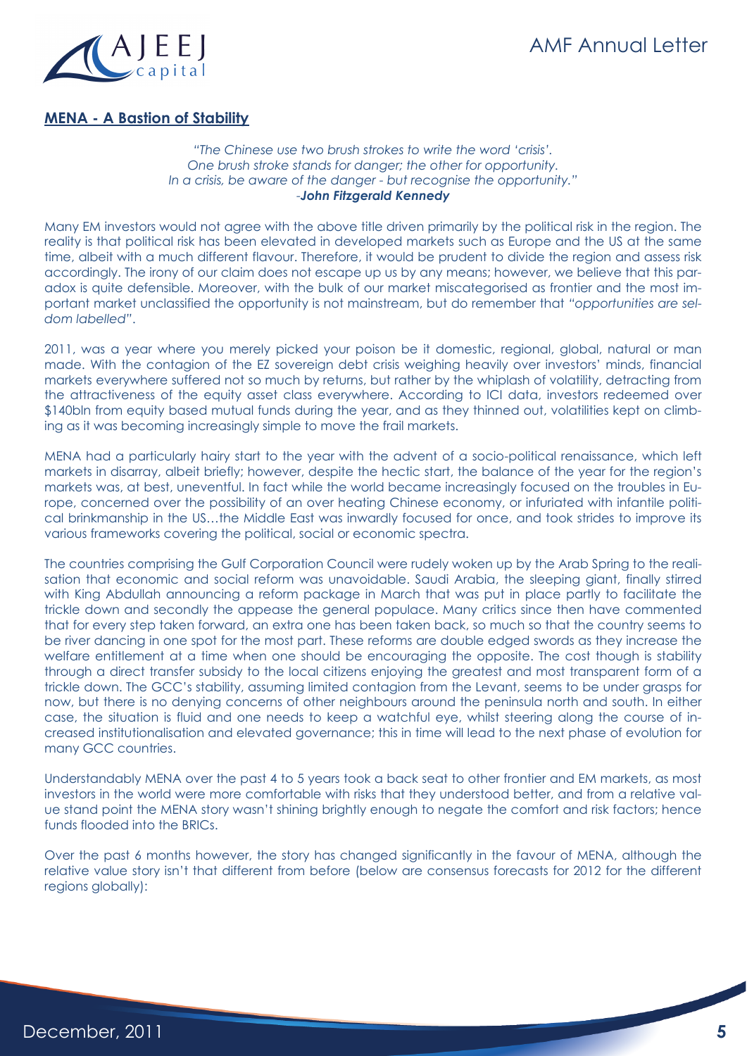## MENA - A Bastion of Stability

*"The Chinese use two brush strokes to write the word 'crisis'. One brush stroke stands for danger; the other for opportunity. In a crisis, be aware of the danger - but recognise the opportunity."*
-***John Fitzgerald Kennedy***

Many EM investors would not agree with the above title driven primarily by the political risk in the region. The reality is that political risk has been elevated in developed markets such as Europe and the US at the same time, albeit with a much different flavour. Therefore, it would be prudent to divide the region and assess risk accordingly. The irony of our claim does not escape up us by any means; however, we believe that this paradox is quite defensible. Moreover, with the bulk of our market miscategorised as frontier and the most important market unclassified the opportunity is not mainstream, but do remember that *"opportunities are seldom labelled"*.

2011, was a year where you merely picked your poison be it domestic, regional, global, natural or man made. With the contagion of the EZ sovereign debt crisis weighing heavily over investors' minds, financial markets everywhere suffered not so much by returns, but rather by the whiplash of volatility, detracting from the attractiveness of the equity asset class everywhere. According to ICI data, investors redeemed over \$140bln from equity based mutual funds during the year, and as they thinned out, volatilities kept on climbing as it was becoming increasingly simple to move the frail markets.

MENA had a particularly hairy start to the year with the advent of a socio-political renaissance, which left markets in disarray, albeit briefly; however, despite the hectic start, the balance of the year for the region's markets was, at best, uneventful. In fact while the world became increasingly focused on the troubles in Europe, concerned over the possibility of an over heating Chinese economy, or infuriated with infantile political brinkmanship in the US…the Middle East was inwardly focused for once, and took strides to improve its various frameworks covering the political, social or economic spectra.

The countries comprising the Gulf Corporation Council were rudely woken up by the Arab Spring to the realisation that economic and social reform was unavoidable. Saudi Arabia, the sleeping giant, finally stirred with King Abdullah announcing a reform package in March that was put in place partly to facilitate the trickle down and secondly the appease the general populace. Many critics since then have commented that for every step taken forward, an extra one has been taken back, so much so that the country seems to be river dancing in one spot for the most part. These reforms are double edged swords as they increase the welfare entitlement at a time when one should be encouraging the opposite. The cost though is stability through a direct transfer subsidy to the local citizens enjoying the greatest and most transparent form of a trickle down. The GCC's stability, assuming limited contagion from the Levant, seems to be under grasps for now, but there is no denying concerns of other neighbours around the peninsula north and south. In either case, the situation is fluid and one needs to keep a watchful eye, whilst steering along the course of increased institutionalisation and elevated governance; this in time will lead to the next phase of evolution for many GCC countries.

Understandably MENA over the past 4 to 5 years took a back seat to other frontier and EM markets, as most investors in the world were more comfortable with risks that they understood better, and from a relative value stand point the MENA story wasn't shining brightly enough to negate the comfort and risk factors; hence funds flooded into the BRICs.

Over the past 6 months however, the story has changed significantly in the favour of MENA, although the relative value story isn't that different from before (below are consensus forecasts for 2012 for the different regions globally):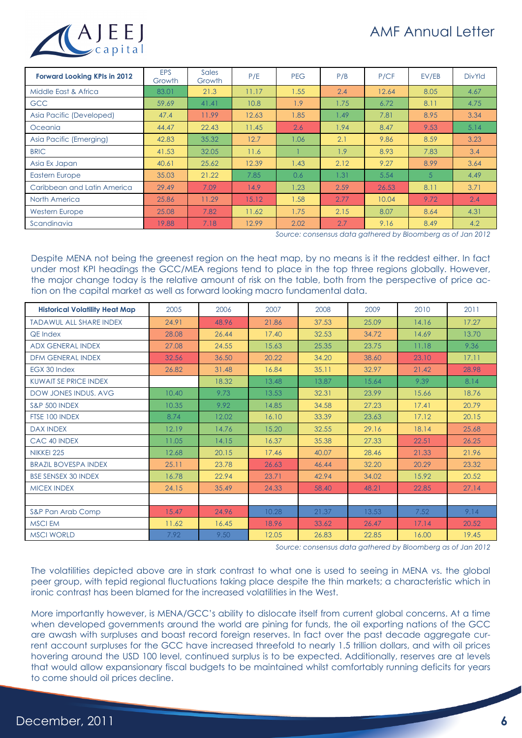| Forward Looking KPIs in 2012 | EPS Growth | Sales Growth | P/E | PEG | P/B | P/CF | EV/EB | DivYld |
|---|---|---|---|---|---|---|---|---|
| Middle East & Africa | 83.01 | 21.3 | 11.17 | 1.55 | 2.4 | 12.64 | 8.05 | 4.67 |
| GCC | 59.69 | 41.41 | 10.8 | 1.9 | 1.75 | 6.72 | 8.11 | 4.75 |
| Asia Pacific (Developed) | 47.4 | 11.99 | 12.63 | 1.85 | 1.49 | 7.81 | 8.95 | 3.34 |
| Oceania | 44.47 | 22.43 | 11.45 | 2.6 | 1.94 | 8.47 | 9.53 | 5.14 |
| Asia Pacific (Emerging) | 42.83 | 35.32 | 12.7 | 1.06 | 2.1 | 9.86 | 8.59 | 3.23 |
| BRIC | 41.53 | 32.05 | 11.6 | 1 | 1.9 | 8.93 | 7.83 | 3.4 |
| Asia Ex Japan | 40.61 | 25.62 | 12.39 | 1.43 | 2.12 | 9.27 | 8.99 | 3.64 |
| Eastern Europe | 35.03 | 21.22 | 7.85 | 0.6 | 1.31 | 5.54 | 5 | 4.49 |
| Caribbean and Latin America | 29.49 | 7.09 | 14.9 | 1.23 | 2.59 | 26.53 | 8.11 | 3.71 |
| North America | 25.86 | 11.29 | 15.12 | 1.58 | 2.77 | 10.04 | 9.72 | 2.4 |
| Western Europe | 25.08 | 7.82 | 11.62 | 1.75 | 2.15 | 8.07 | 8.64 | 4.31 |
| Scandinavia | 19.88 | 7.18 | 12.99 | 2.02 | 2.7 | 9.16 | 8.49 | 4.2 |

*Source: consensus data gathered by Bloomberg as of Jan 2012*

Despite MENA not being the greenest region on the heat map, by no means is it the reddest either. In fact under most KPI headings the GCC/MEA regions tend to place in the top three regions globally. However, the major change today is the relative amount of risk on the table, both from the perspective of price action on the capital market as well as forward looking macro fundamental data.

| Historical Volatility Heat Map | 2005 | 2006 | 2007 | 2008 | 2009 | 2010 | 2011 |
|---|---|---|---|---|---|---|---|
| TADAWUL ALL SHARE INDEX | 24.91 | 48.96 | 21.86 | 37.53 | 25.09 | 14.16 | 17.27 |
| QE Index | 28.08 | 26.44 | 17.40 | 32.53 | 34.72 | 14.69 | 13.70 |
| ADX GENERAL INDEX | 27.08 | 24.55 | 15.63 | 25.35 | 23.75 | 11.18 | 9.36 |
| DFM GENERAL INDEX | 32.56 | 36.50 | 20.22 | 34.20 | 38.60 | 23.10 | 17.11 |
| EGX 30 Index | 26.82 | 31.48 | 16.84 | 35.11 | 32.97 | 21.42 | 28.98 |
| KUWAIT SE PRICE INDEX | | 18.32 | 13.48 | 13.87 | 15.64 | 9.39 | 8.14 |
| DOW JONES INDUS. AVG | 10.40 | 9.73 | 13.53 | 32.31 | 23.99 | 15.66 | 18.76 |
| S&P 500 INDEX | 10.35 | 9.92 | 14.85 | 34.58 | 27.23 | 17.41 | 20.79 |
| FTSE 100 INDEX | 8.74 | 12.02 | 16.10 | 33.39 | 23.63 | 17.12 | 20.15 |
| DAX INDEX | 12.19 | 14.76 | 15.20 | 32.55 | 29.16 | 18.14 | 25.68 |
| CAC 40 INDEX | 11.05 | 14.15 | 16.37 | 35.38 | 27.33 | 22.51 | 26.25 |
| NIKKEI 225 | 12.68 | 20.15 | 17.46 | 40.07 | 28.46 | 21.33 | 21.96 |
| BRAZIL BOVESPA INDEX | 25.11 | 23.78 | 26.63 | 46.44 | 32.20 | 20.29 | 23.32 |
| BSE SENSEX 30 INDEX | 16.78 | 22.94 | 23.71 | 42.94 | 34.02 | 15.92 | 20.52 |
| MICEX INDEX | 24.15 | 35.49 | 24.33 | 58.40 | 48.21 | 22.85 | 27.14 |
| | | | | | | | |
| S&P Pan Arab Comp | 15.47 | 24.96 | 10.28 | 21.37 | 13.53 | 7.52 | 9.14 |
| MSCI EM | 11.62 | 16.45 | 18.96 | 33.62 | 26.47 | 17.14 | 20.52 |
| MSCI WORLD | 7.92 | 9.50 | 12.05 | 26.83 | 22.85 | 16.00 | 19.45 |

*Source: consensus data gathered by Bloomberg as of Jan 2012*

The volatilities depicted above are in stark contrast to what one is used to seeing in MENA vs. the global peer group, with tepid regional fluctuations taking place despite the thin markets; a characteristic which in ironic contrast has been blamed for the increased volatilities in the West.

More importantly however, is MENA/GCC's ability to dislocate itself from current global concerns. At a time when developed governments around the world are pining for funds, the oil exporting nations of the GCC are awash with surpluses and boast record foreign reserves. In fact over the past decade aggregate current account surpluses for the GCC have increased threefold to nearly 1.5 trillion dollars, and with oil prices hovering around the USD 100 level, continued surplus is to be expected. Additionally, reserves are at levels that would allow expansionary fiscal budgets to be maintained whilst comfortably running deficits for years to come should oil prices decline.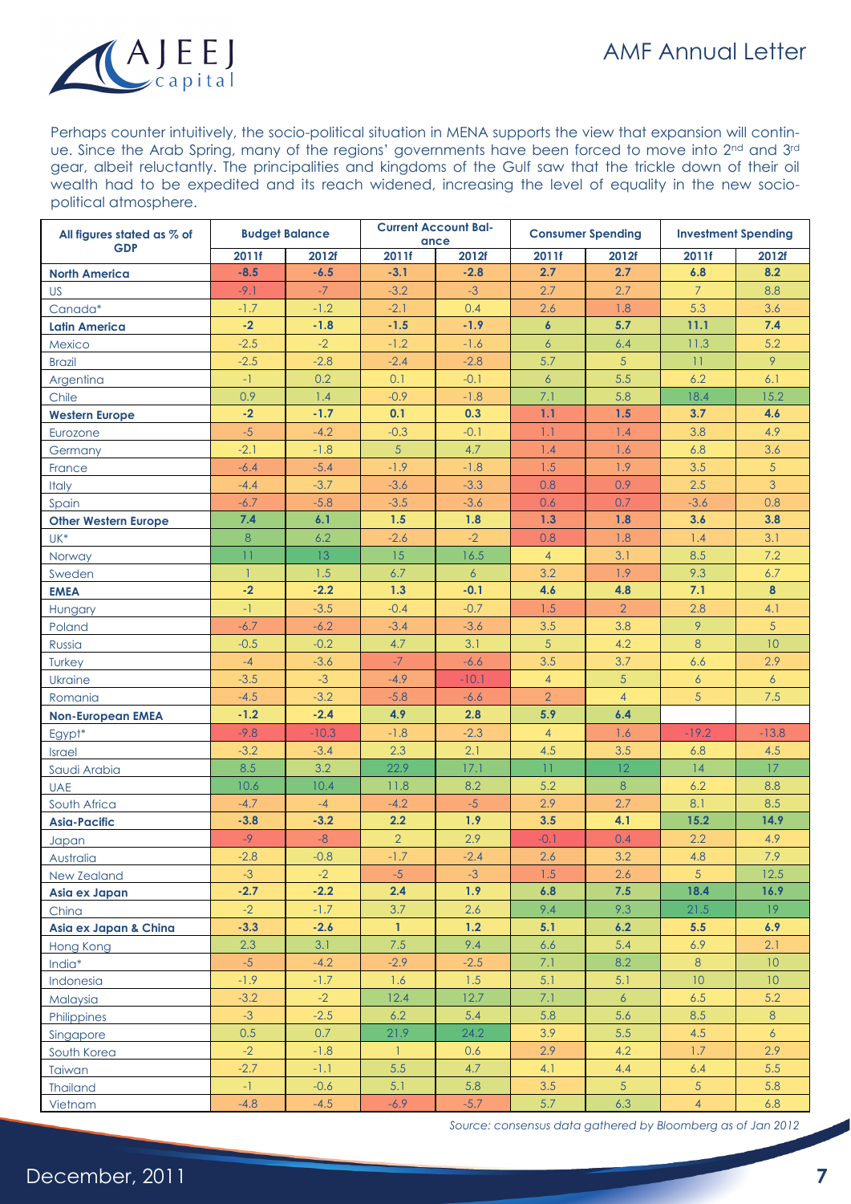Perhaps counter intuitively, the socio-political situation in MENA supports the view that expansion will continue. Since the Arab Spring, many of the regions' governments have been forced to move into 2nd and 3rd gear, albeit reluctantly. The principalities and kingdoms of the Gulf saw that the trickle down of their oil wealth had to be expedited and its reach widened, increasing the level of equality in the new socio-political atmosphere.

| All figures stated as % of GDP | Budget Balance | | Current Account Balance | | Consumer Spending | | Investment Spending | |
|---|---|---|---|---|---|---|---|---|
| | 2011f | 2012f | 2011f | 2012f | 2011f | 2012f | 2011f | 2012f |
| **North America** | **-8.5** | **-6.5** | **-3.1** | **-2.8** | **2.7** | **2.7** | **6.8** | **8.2** |
| US | -9.1 | -7 | -3.2 | -3 | 2.7 | 2.7 | 7 | 8.8 |
| Canada* | -1.7 | -1.2 | -2.1 | 0.4 | 2.6 | 1.8 | 5.3 | 3.6 |
| **Latin America** | **-2** | **-1.8** | **-1.5** | **-1.9** | **6** | **5.7** | **11.1** | **7.4** |
| Mexico | -2.5 | -2 | -1.2 | -1.6 | 6 | 6.4 | 11.3 | 5.2 |
| Brazil | -2.5 | -2.8 | -2.4 | -2.8 | 5.7 | 5 | 11 | 9 |
| Argentina | -1 | 0.2 | 0.1 | -0.1 | 6 | 5.5 | 6.2 | 6.1 |
| Chile | 0.9 | 1.4 | -0.9 | -1.8 | 7.1 | 5.8 | 18.4 | 15.2 |
| **Western Europe** | **-2** | **-1.7** | **0.1** | **0.3** | **1.1** | **1.5** | **3.7** | **4.6** |
| Eurozone | -5 | -4.2 | -0.3 | -0.1 | 1.1 | 1.4 | 3.8 | 4.9 |
| Germany | -2.1 | -1.8 | 5 | 4.7 | 1.4 | 1.6 | 6.8 | 3.6 |
| France | -6.4 | -5.4 | -1.9 | -1.8 | 1.5 | 1.9 | 3.5 | 5 |
| Italy | -4.4 | -3.7 | -3.6 | -3.3 | 0.8 | 0.9 | 2.5 | 3 |
| Spain | -6.7 | -5.8 | -3.5 | -3.6 | 0.6 | 0.7 | -3.6 | 0.8 |
| **Other Western Europe** | **7.4** | **6.1** | **1.5** | **1.8** | **1.3** | **1.8** | **3.6** | **3.8** |
| UK* | 8 | 6.2 | -2.6 | -2 | 0.8 | 1.8 | 1.4 | 3.1 |
| Norway | 11 | 13 | 15 | 16.5 | 4 | 3.1 | 8.5 | 7.2 |
| Sweden | 1 | 1.5 | 6.7 | 6 | 3.2 | 1.9 | 9.3 | 6.7 |
| **EMEA** | **-2** | **-2.2** | **1.3** | **-0.1** | **4.6** | **4.8** | **7.1** | **8** |
| Hungary | -1 | -3.5 | -0.4 | -0.7 | 1.5 | 2 | 2.8 | 4.1 |
| Poland | -6.7 | -6.2 | -3.4 | -3.6 | 3.5 | 3.8 | 9 | 5 |
| Russia | -0.5 | -0.2 | 4.7 | 3.1 | 5 | 4.2 | 8 | 10 |
| Turkey | -4 | -3.6 | -7 | -6.6 | 3.5 | 3.7 | 6.6 | 2.9 |
| Ukraine | -3.5 | -3 | -4.9 | -10.1 | 4 | 5 | 6 | 6 |
| Romania | -4.5 | -3.2 | -5.8 | -6.6 | 2 | 4 | 5 | 7.5 |
| **Non-European EMEA** | **-1.2** | **-2.4** | **4.9** | **2.8** | **5.9** | **6.4** | | |
| Egypt* | -9.8 | -10.3 | -1.8 | -2.3 | 4 | 1.6 | -19.2 | -13.8 |
| Israel | -3.2 | -3.4 | 2.3 | 2.1 | 4.5 | 3.5 | 6.8 | 4.5 |
| Saudi Arabia | 8.5 | 3.2 | 22.9 | 17.1 | 11 | 12 | 14 | 17 |
| UAE | 10.6 | 10.4 | 11.8 | 8.2 | 5.2 | 8 | 6.2 | 8.8 |
| South Africa | -4.7 | -4 | -4.2 | -5 | 2.9 | 2.7 | 8.1 | 8.5 |
| **Asia-Pacific** | **-3.8** | **-3.2** | **2.2** | **1.9** | **3.5** | **4.1** | **15.2** | **14.9** |
| Japan | -9 | -8 | 2 | 2.9 | -0.1 | 0.4 | 2.2 | 4.9 |
| Australia | -2.8 | -0.8 | -1.7 | -2.4 | 2.6 | 3.2 | 4.8 | 7.9 |
| New Zealand | -3 | -2 | -5 | -3 | 1.5 | 2.6 | 5 | 12.5 |
| **Asia ex Japan** | **-2.7** | **-2.2** | **2.4** | **1.9** | **6.8** | **7.5** | **18.4** | **16.9** |
| China | -2 | -1.7 | 3.7 | 2.6 | 9.4 | 9.3 | 21.5 | 19 |
| **Asia ex Japan & China** | **-3.3** | **-2.6** | **1** | **1.2** | **5.1** | **6.2** | **5.5** | **6.9** |
| Hong Kong | 2.3 | 3.1 | 7.5 | 9.4 | 6.6 | 5.4 | 6.9 | 2.1 |
| India* | -5 | -4.2 | -2.9 | -2.5 | 7.1 | 8.2 | 8 | 10 |
| Indonesia | -1.9 | -1.7 | 1.6 | 1.5 | 5.1 | 5.1 | 10 | 10 |
| Malaysia | -3.2 | -2 | 12.4 | 12.7 | 7.1 | 6 | 6.5 | 5.2 |
| Philippines | -3 | -2.5 | 6.2 | 5.4 | 5.8 | 5.6 | 8.5 | 8 |
| Singapore | 0.5 | 0.7 | 21.9 | 24.2 | 3.9 | 5.5 | 4.5 | 6 |
| South Korea | -2 | -1.8 | 1 | 0.6 | 2.9 | 4.2 | 1.7 | 2.9 |
| Taiwan | -2.7 | -1.1 | 5.5 | 4.7 | 4.1 | 4.4 | 6.4 | 5.5 |
| Thailand | -1 | -0.6 | 5.1 | 5.8 | 3.5 | 5 | 5 | 5.8 |
| Vietnam | -4.8 | -4.5 | -6.9 | -5.7 | 5.7 | 6.3 | 4 | 6.8 |

*Source: consensus data gathered by Bloomberg as of Jan 2012*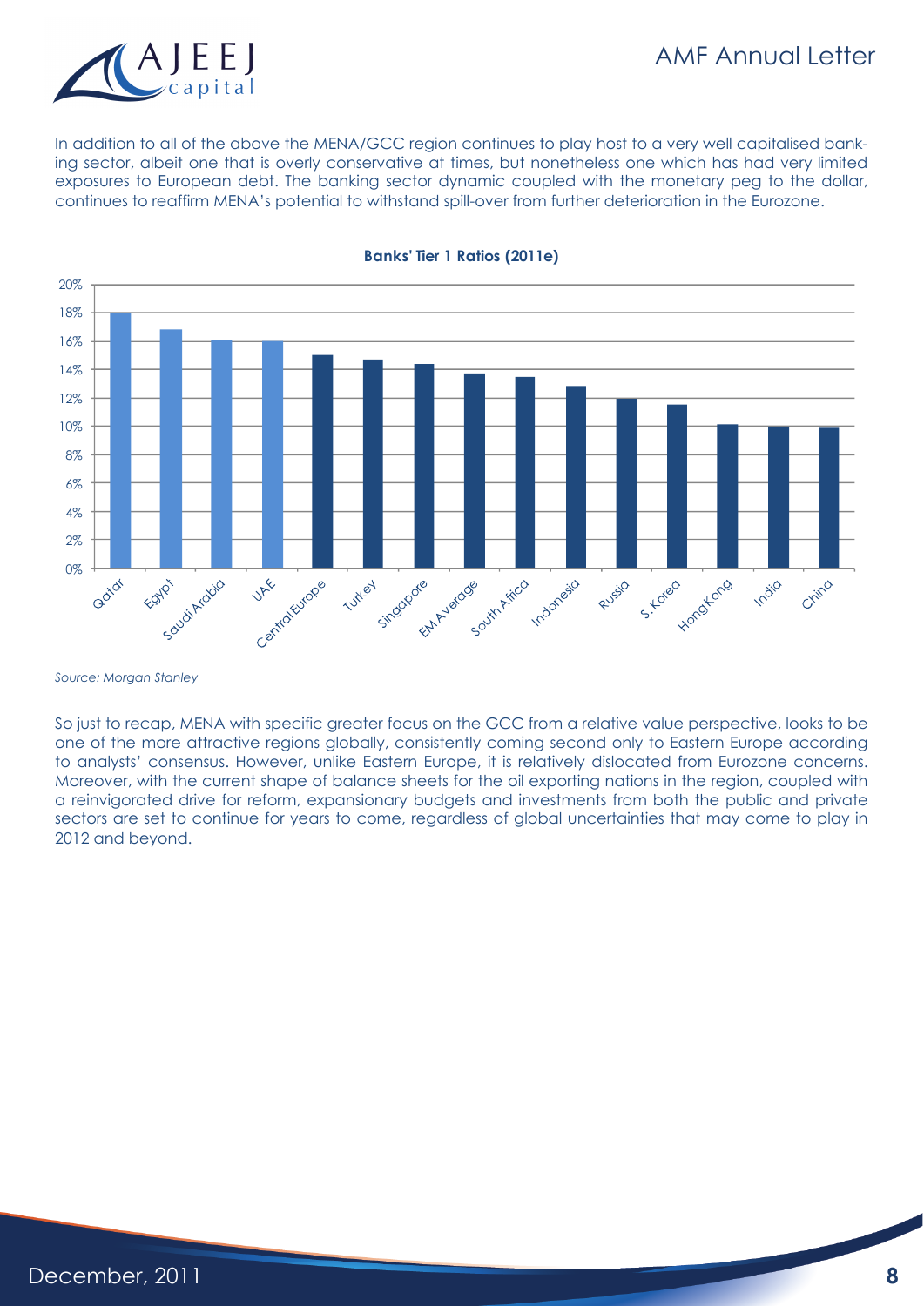In addition to all of the above the MENA/GCC region continues to play host to a very well capitalised banking sector, albeit one that is overly conservative at times, but nonetheless one which has had very limited exposures to European debt. The banking sector dynamic coupled with the monetary peg to the dollar, continues to reaffirm MENA's potential to withstand spill-over from further deterioration in the Eurozone.

**Banks' Tier 1 Ratios (2011e)**

20%
18%
16%
14%
12%
10%
8%
6%
4%
2%
0%

Qatar
Egypt
Saudi Arabia
UAE
Central Europe
Turkey
Singapore
EM Average
South Africa
Indonesia
Russia
S. Korea
Hong Kong
India
China

*Source: Morgan Stanley*

So just to recap, MENA with specific greater focus on the GCC from a relative value perspective, looks to be one of the more attractive regions globally, consistently coming second only to Eastern Europe according to analysts' consensus. However, unlike Eastern Europe, it is relatively dislocated from Eurozone concerns. Moreover, with the current shape of balance sheets for the oil exporting nations in the region, coupled with a reinvigorated drive for reform, expansionary budgets and investments from both the public and private sectors are set to continue for years to come, regardless of global uncertainties that may come to play in 2012 and beyond.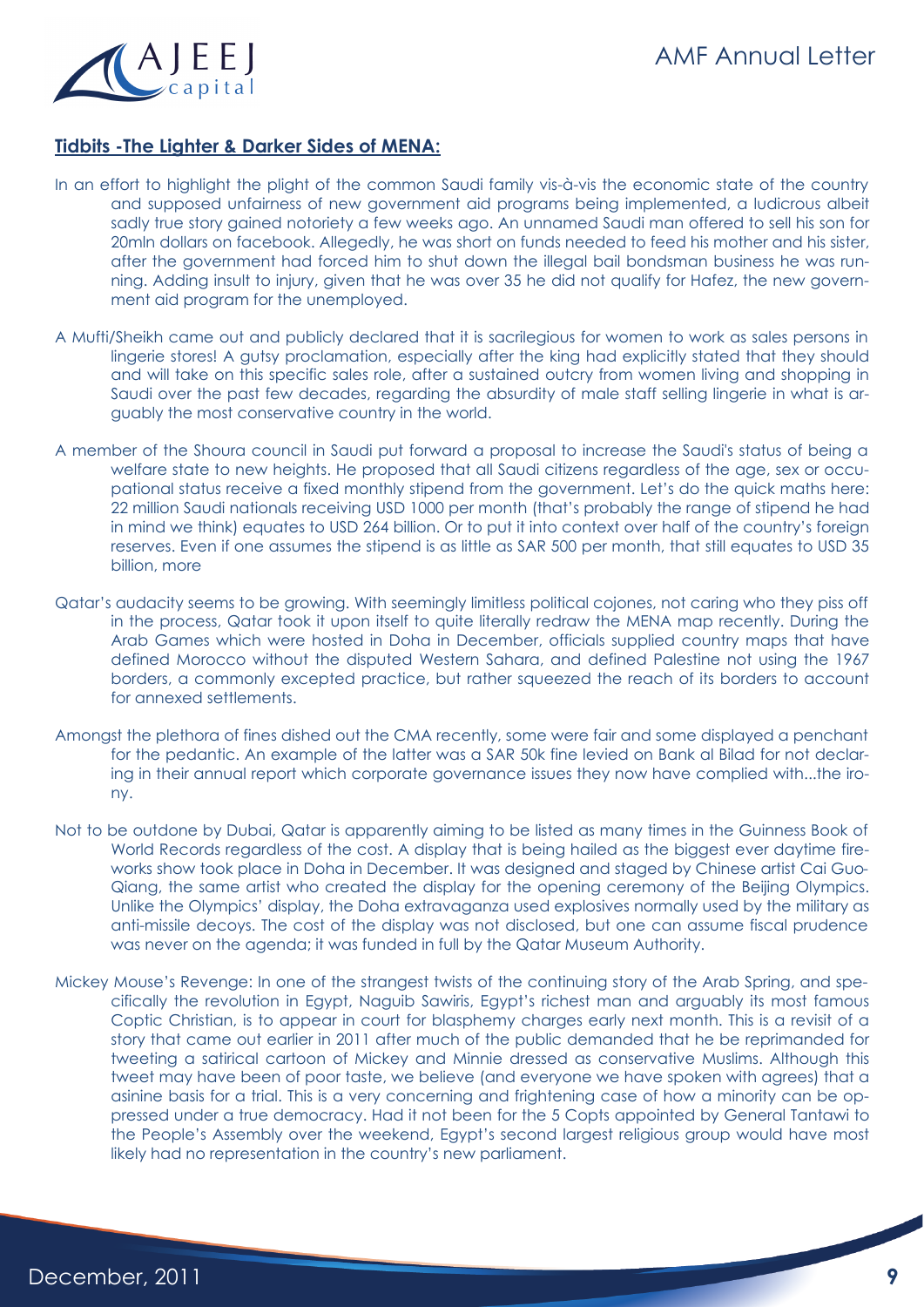**Tidbits -The Lighter & Darker Sides of MENA:**

In an effort to highlight the plight of the common Saudi family vis-à-vis the economic state of the country and supposed unfairness of new government aid programs being implemented, a ludicrous albeit sadly true story gained notoriety a few weeks ago. An unnamed Saudi man offered to sell his son for 20mln dollars on facebook. Allegedly, he was short on funds needed to feed his mother and his sister, after the government had forced him to shut down the illegal bail bondsman business he was running. Adding insult to injury, given that he was over 35 he did not qualify for Hafez, the new government aid program for the unemployed.

A Mufti/Sheikh came out and publicly declared that it is sacrilegious for women to work as sales persons in lingerie stores! A gutsy proclamation, especially after the king had explicitly stated that they should and will take on this specific sales role, after a sustained outcry from women living and shopping in Saudi over the past few decades, regarding the absurdity of male staff selling lingerie in what is arguably the most conservative country in the world.

A member of the Shoura council in Saudi put forward a proposal to increase the Saudi's status of being a welfare state to new heights. He proposed that all Saudi citizens regardless of the age, sex or occupational status receive a fixed monthly stipend from the government. Let's do the quick maths here: 22 million Saudi nationals receiving USD 1000 per month (that's probably the range of stipend he had in mind we think) equates to USD 264 billion. Or to put it into context over half of the country's foreign reserves. Even if one assumes the stipend is as little as SAR 500 per month, that still equates to USD 35 billion, more

Qatar's audacity seems to be growing. With seemingly limitless political cojones, not caring who they piss off in the process, Qatar took it upon itself to quite literally redraw the MENA map recently. During the Arab Games which were hosted in Doha in December, officials supplied country maps that have defined Morocco without the disputed Western Sahara, and defined Palestine not using the 1967 borders, a commonly excepted practice, but rather squeezed the reach of its borders to account for annexed settlements.

Amongst the plethora of fines dished out the CMA recently, some were fair and some displayed a penchant for the pedantic. An example of the latter was a SAR 50k fine levied on Bank al Bilad for not declaring in their annual report which corporate governance issues they now have complied with...the irony.

Not to be outdone by Dubai, Qatar is apparently aiming to be listed as many times in the Guinness Book of World Records regardless of the cost. A display that is being hailed as the biggest ever daytime fireworks show took place in Doha in December. It was designed and staged by Chinese artist Cai Guo-Qiang, the same artist who created the display for the opening ceremony of the Beijing Olympics. Unlike the Olympics' display, the Doha extravaganza used explosives normally used by the military as anti-missile decoys. The cost of the display was not disclosed, but one can assume fiscal prudence was never on the agenda; it was funded in full by the Qatar Museum Authority.

Mickey Mouse's Revenge: In one of the strangest twists of the continuing story of the Arab Spring, and specifically the revolution in Egypt, Naguib Sawiris, Egypt's richest man and arguably its most famous Coptic Christian, is to appear in court for blasphemy charges early next month. This is a revisit of a story that came out earlier in 2011 after much of the public demanded that he be reprimanded for tweeting a satirical cartoon of Mickey and Minnie dressed as conservative Muslims. Although this tweet may have been of poor taste, we believe (and everyone we have spoken with agrees) that a asinine basis for a trial. This is a very concerning and frightening case of how a minority can be oppressed under a true democracy. Had it not been for the 5 Copts appointed by General Tantawi to the People's Assembly over the weekend, Egypt's second largest religious group would have most likely had no representation in the country's new parliament.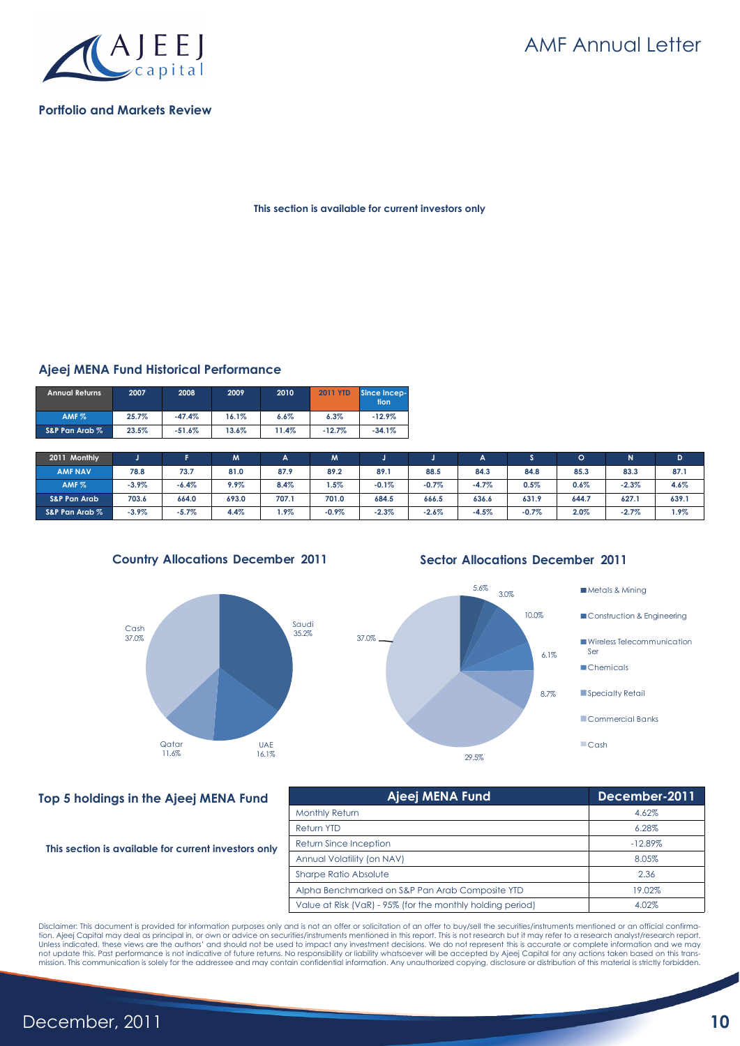# AMF Annual Letter

## Portfolio and Markets Review

**This section is available for current investors only**

### Ajeej MENA Fund Historical Performance

| Annual Returns | 2007 | 2008 | 2009 | 2010 | 2011 YTD | Since Inception |
|---|---|---|---|---|---|---|
| AMF % | 25.7% | -47.4% | 16.1% | 6.6% | 6.3% | -12.9% |
| S&P Pan Arab % | 23.5% | -51.6% | 13.6% | 11.4% | -12.7% | -34.1% |

| 2011 Monthly | J | F | M | A | M | J | J | A | S | O | N | D |
|---|---|---|---|---|---|---|---|---|---|---|---|---|
| AMF NAV | 78.8 | 73.7 | 81.0 | 87.9 | 89.2 | 89.1 | 88.5 | 84.3 | 84.8 | 85.3 | 83.3 | 87.1 |
| AMF % | -3.9% | -6.4% | 9.9% | 8.4% | 1.5% | -0.1% | -0.7% | -4.7% | 0.5% | 0.6% | -2.3% | 4.6% |
| S&P Pan Arab | 703.6 | 664.0 | 693.0 | 707.1 | 701.0 | 684.5 | 666.5 | 636.6 | 631.9 | 644.7 | 627.1 | 639.1 |
| S&P Pan Arab % | -3.9% | -5.7% | 4.4% | 1.9% | -0.9% | -2.3% | -2.6% | -4.5% | -0.7% | 2.0% | -2.7% | 1.9% |

### Country Allocations December 2011

Cash 37.0%
Saudi 35.2%
UAE 16.1%
Qatar 11.6%

### Sector Allocations December 2011

5.6%
3.0%
10.0%
6.1%
8.7%
29.5%
37.0%

Metals & Mining
Construction & Engineering
Wireless Telecommunication Ser
Chemicals
Specialty Retail
Commercial Banks
Cash

### Top 5 holdings in the Ajeej MENA Fund

**This section is available for current investors only**

| Ajeej MENA Fund | December-2011 |
|---|---|
| Monthly Return | 4.62% |
| Return YTD | 6.28% |
| Return Since Inception | -12.89% |
| Annual Volatility (on NAV) | 8.05% |
| Sharpe Ratio Absolute | 2.36 |
| Alpha Benchmarked on S&P Pan Arab Composite YTD | 19.02% |
| Value at Risk (VaR) - 95% (for the monthly holding period) | 4.02% |

Disclaimer: This document is provided for information purposes only and is not an offer or solicitation of an offer to buy/sell the securities/instruments mentioned or an official confirmation. Ajeej Capital may deal as principal in, or own or advice on securities/instruments mentioned in this report. This is not research but it may refer to a research analyst/research report. Unless indicated, these views are the authors' and should not be used to impact any investment decisions. We do not represent this is accurate or complete information and we may not update this. Past performance is not indicative of future returns. No responsibility or liability whatsoever will be accepted by Ajeej Capital for any actions taken based on this transmission. This communication is solely for the addressee and may contain confidential information. Any unauthorized copying, disclosure or distribution of this material is strictly forbidden.

December, 2011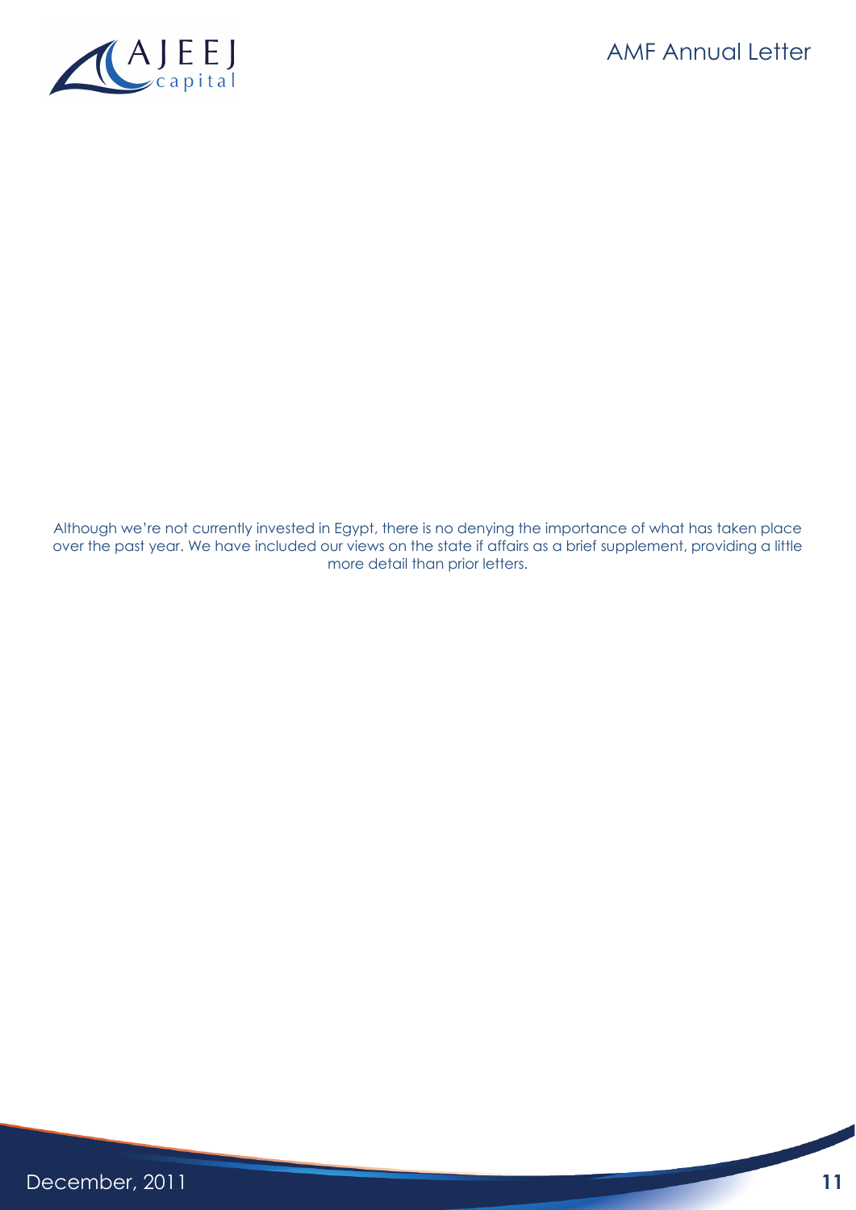Although we're not currently invested in Egypt, there is no denying the importance of what has taken place over the past year. We have included our views on the state if affairs as a brief supplement, providing a little more detail than prior letters.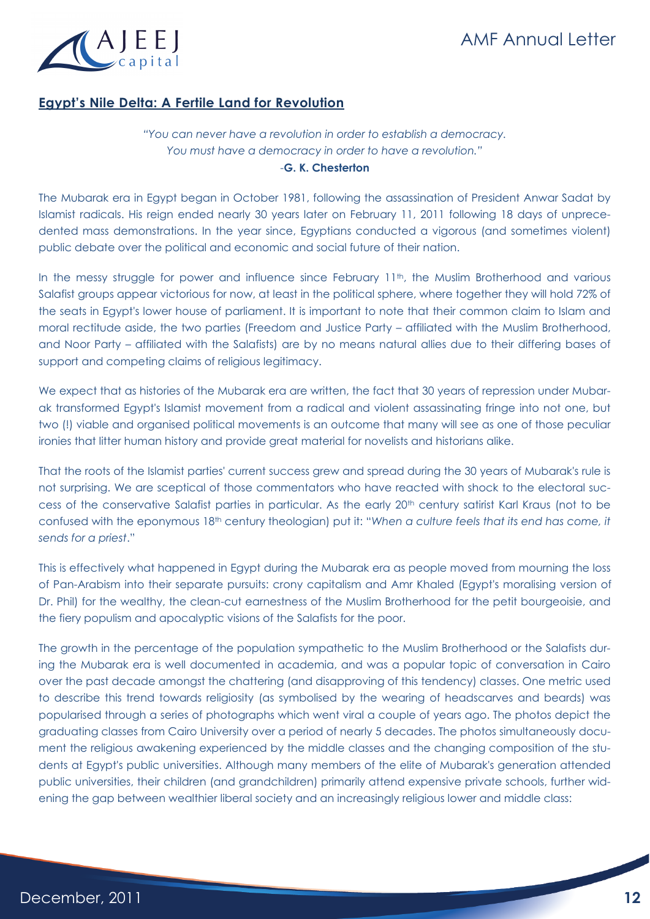## Egypt's Nile Delta: A Fertile Land for Revolution

*"You can never have a revolution in order to establish a democracy. You must have a democracy in order to have a revolution."*
-**G. K. Chesterton**

The Mubarak era in Egypt began in October 1981, following the assassination of President Anwar Sadat by Islamist radicals. His reign ended nearly 30 years later on February 11, 2011 following 18 days of unprecedented mass demonstrations. In the year since, Egyptians conducted a vigorous (and sometimes violent) public debate over the political and economic and social future of their nation.

In the messy struggle for power and influence since February 11th, the Muslim Brotherhood and various Salafist groups appear victorious for now, at least in the political sphere, where together they will hold 72% of the seats in Egypt's lower house of parliament. It is important to note that their common claim to Islam and moral rectitude aside, the two parties (Freedom and Justice Party – affiliated with the Muslim Brotherhood, and Noor Party – affiliated with the Salafists) are by no means natural allies due to their differing bases of support and competing claims of religious legitimacy.

We expect that as histories of the Mubarak era are written, the fact that 30 years of repression under Mubarak transformed Egypt's Islamist movement from a radical and violent assassinating fringe into not one, but two (!) viable and organised political movements is an outcome that many will see as one of those peculiar ironies that litter human history and provide great material for novelists and historians alike.

That the roots of the Islamist parties' current success grew and spread during the 30 years of Mubarak's rule is not surprising. We are sceptical of those commentators who have reacted with shock to the electoral success of the conservative Salafist parties in particular. As the early 20th century satirist Karl Kraus (not to be confused with the eponymous 18th century theologian) put it: "*When a culture feels that its end has come, it sends for a priest*."

This is effectively what happened in Egypt during the Mubarak era as people moved from mourning the loss of Pan-Arabism into their separate pursuits: crony capitalism and Amr Khaled (Egypt's moralising version of Dr. Phil) for the wealthy, the clean-cut earnestness of the Muslim Brotherhood for the petit bourgeoisie, and the fiery populism and apocalyptic visions of the Salafists for the poor.

The growth in the percentage of the population sympathetic to the Muslim Brotherhood or the Salafists during the Mubarak era is well documented in academia, and was a popular topic of conversation in Cairo over the past decade amongst the chattering (and disapproving of this tendency) classes. One metric used to describe this trend towards religiosity (as symbolised by the wearing of headscarves and beards) was popularised through a series of photographs which went viral a couple of years ago. The photos depict the graduating classes from Cairo University over a period of nearly 5 decades. The photos simultaneously document the religious awakening experienced by the middle classes and the changing composition of the students at Egypt's public universities. Although many members of the elite of Mubarak's generation attended public universities, their children (and grandchildren) primarily attend expensive private schools, further widening the gap between wealthier liberal society and an increasingly religious lower and middle class: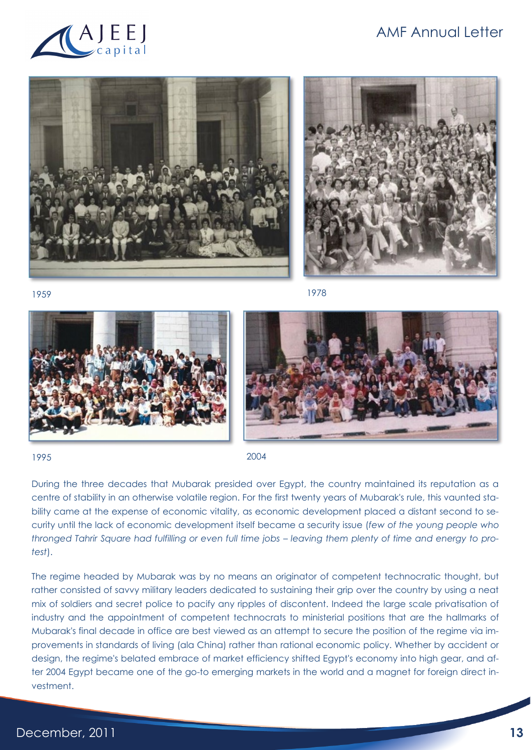1959

1978

1995

2004

During the three decades that Mubarak presided over Egypt, the country maintained its reputation as a centre of stability in an otherwise volatile region. For the first twenty years of Mubarak's rule, this vaunted stability came at the expense of economic vitality, as economic development placed a distant second to security until the lack of economic development itself became a security issue (*few of the young people who thronged Tahrir Square had fulfilling or even full time jobs – leaving them plenty of time and energy to protest*).

The regime headed by Mubarak was by no means an originator of competent technocratic thought, but rather consisted of savvy military leaders dedicated to sustaining their grip over the country by using a neat mix of soldiers and secret police to pacify any ripples of discontent. Indeed the large scale privatisation of industry and the appointment of competent technocrats to ministerial positions that are the hallmarks of Mubarak's final decade in office are best viewed as an attempt to secure the position of the regime via improvements in standards of living (ala China) rather than rational economic policy. Whether by accident or design, the regime's belated embrace of market efficiency shifted Egypt's economy into high gear, and after 2004 Egypt became one of the go-to emerging markets in the world and a magnet for foreign direct investment.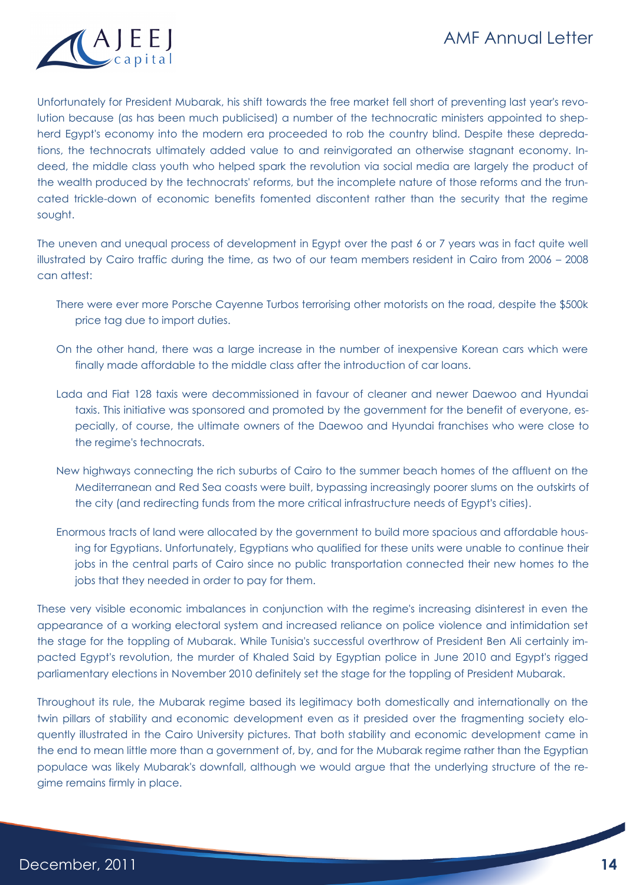Unfortunately for President Mubarak, his shift towards the free market fell short of preventing last year's revolution because (as has been much publicised) a number of the technocratic ministers appointed to shepherd Egypt's economy into the modern era proceeded to rob the country blind. Despite these depredations, the technocrats ultimately added value to and reinvigorated an otherwise stagnant economy. Indeed, the middle class youth who helped spark the revolution via social media are largely the product of the wealth produced by the technocrats' reforms, but the incomplete nature of those reforms and the truncated trickle-down of economic benefits fomented discontent rather than the security that the regime sought.

The uneven and unequal process of development in Egypt over the past 6 or 7 years was in fact quite well illustrated by Cairo traffic during the time, as two of our team members resident in Cairo from 2006 – 2008 can attest:

- There were ever more Porsche Cayenne Turbos terrorising other motorists on the road, despite the $500k price tag due to import duties.
- On the other hand, there was a large increase in the number of inexpensive Korean cars which were finally made affordable to the middle class after the introduction of car loans.
- Lada and Fiat 128 taxis were decommissioned in favour of cleaner and newer Daewoo and Hyundai taxis. This initiative was sponsored and promoted by the government for the benefit of everyone, especially, of course, the ultimate owners of the Daewoo and Hyundai franchises who were close to the regime's technocrats.
- New highways connecting the rich suburbs of Cairo to the summer beach homes of the affluent on the Mediterranean and Red Sea coasts were built, bypassing increasingly poorer slums on the outskirts of the city (and redirecting funds from the more critical infrastructure needs of Egypt's cities).
- Enormous tracts of land were allocated by the government to build more spacious and affordable housing for Egyptians. Unfortunately, Egyptians who qualified for these units were unable to continue their jobs in the central parts of Cairo since no public transportation connected their new homes to the jobs that they needed in order to pay for them.

These very visible economic imbalances in conjunction with the regime's increasing disinterest in even the appearance of a working electoral system and increased reliance on police violence and intimidation set the stage for the toppling of Mubarak. While Tunisia's successful overthrow of President Ben Ali certainly impacted Egypt's revolution, the murder of Khaled Said by Egyptian police in June 2010 and Egypt's rigged parliamentary elections in November 2010 definitely set the stage for the toppling of President Mubarak.

Throughout its rule, the Mubarak regime based its legitimacy both domestically and internationally on the twin pillars of stability and economic development even as it presided over the fragmenting society eloquently illustrated in the Cairo University pictures. That both stability and economic development came in the end to mean little more than a government of, by, and for the Mubarak regime rather than the Egyptian populace was likely Mubarak's downfall, although we would argue that the underlying structure of the regime remains firmly in place.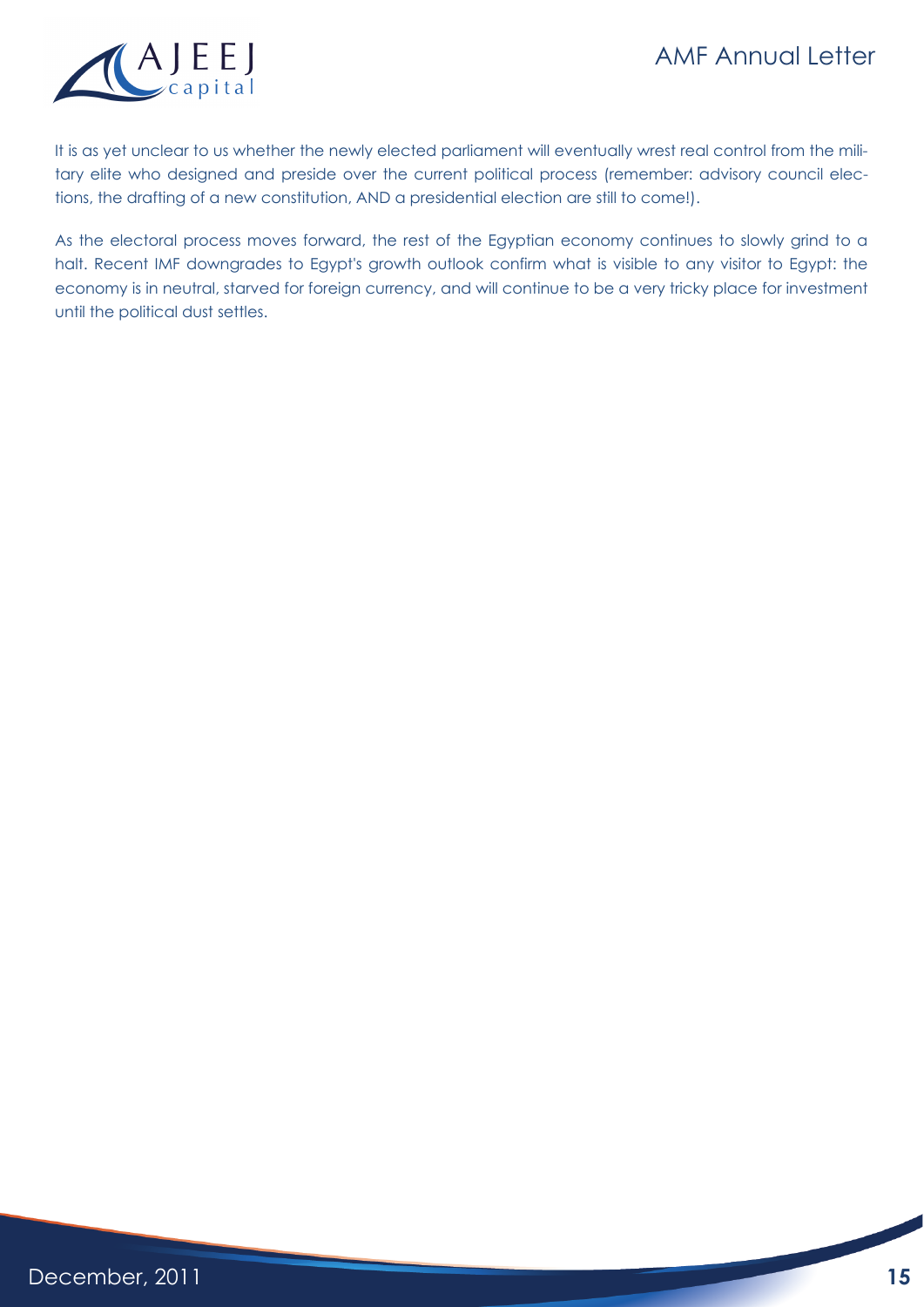It is as yet unclear to us whether the newly elected parliament will eventually wrest real control from the military elite who designed and preside over the current political process (remember: advisory council elections, the drafting of a new constitution, AND a presidential election are still to come!).

As the electoral process moves forward, the rest of the Egyptian economy continues to slowly grind to a halt. Recent IMF downgrades to Egypt's growth outlook confirm what is visible to any visitor to Egypt: the economy is in neutral, starved for foreign currency, and will continue to be a very tricky place for investment until the political dust settles.